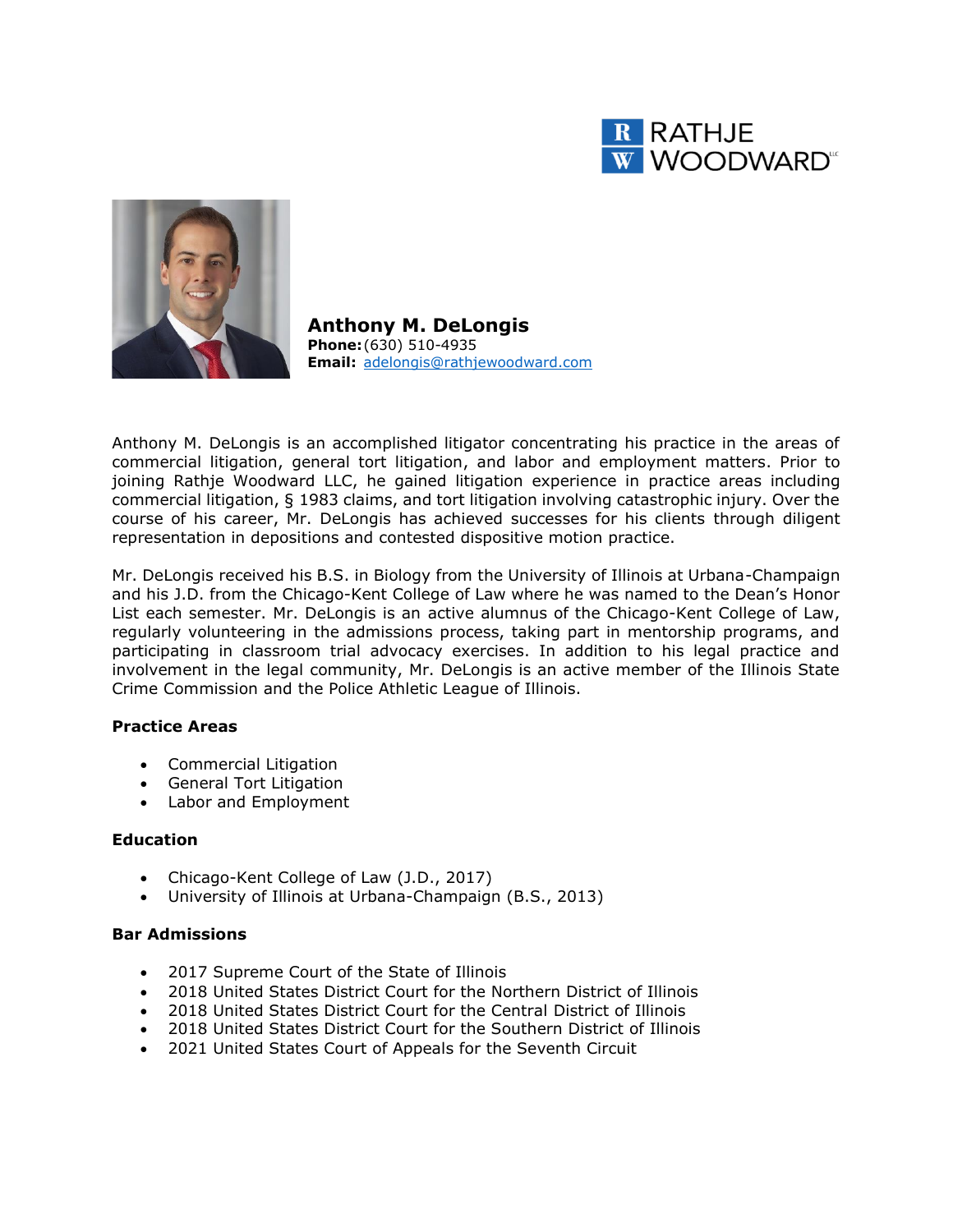RATHJE WOODWARD LLC

# Anthony M. DeLongis

**Phone:** (630) 510-4935
**Email:** adelongis@rathjewoodward.com

Anthony M. DeLongis is an accomplished litigator concentrating his practice in the areas of commercial litigation, general tort litigation, and labor and employment matters. Prior to joining Rathje Woodward LLC, he gained litigation experience in practice areas including commercial litigation, § 1983 claims, and tort litigation involving catastrophic injury. Over the course of his career, Mr. DeLongis has achieved successes for his clients through diligent representation in depositions and contested dispositive motion practice.

Mr. DeLongis received his B.S. in Biology from the University of Illinois at Urbana-Champaign and his J.D. from the Chicago-Kent College of Law where he was named to the Dean's Honor List each semester. Mr. DeLongis is an active alumnus of the Chicago-Kent College of Law, regularly volunteering in the admissions process, taking part in mentorship programs, and participating in classroom trial advocacy exercises. In addition to his legal practice and involvement in the legal community, Mr. DeLongis is an active member of the Illinois State Crime Commission and the Police Athletic League of Illinois.

### Practice Areas

- Commercial Litigation
- General Tort Litigation
- Labor and Employment

### Education

- Chicago-Kent College of Law (J.D., 2017)
- University of Illinois at Urbana-Champaign (B.S., 2013)

### Bar Admissions

- 2017 Supreme Court of the State of Illinois
- 2018 United States District Court for the Northern District of Illinois
- 2018 United States District Court for the Central District of Illinois
- 2018 United States District Court for the Southern District of Illinois
- 2021 United States Court of Appeals for the Seventh Circuit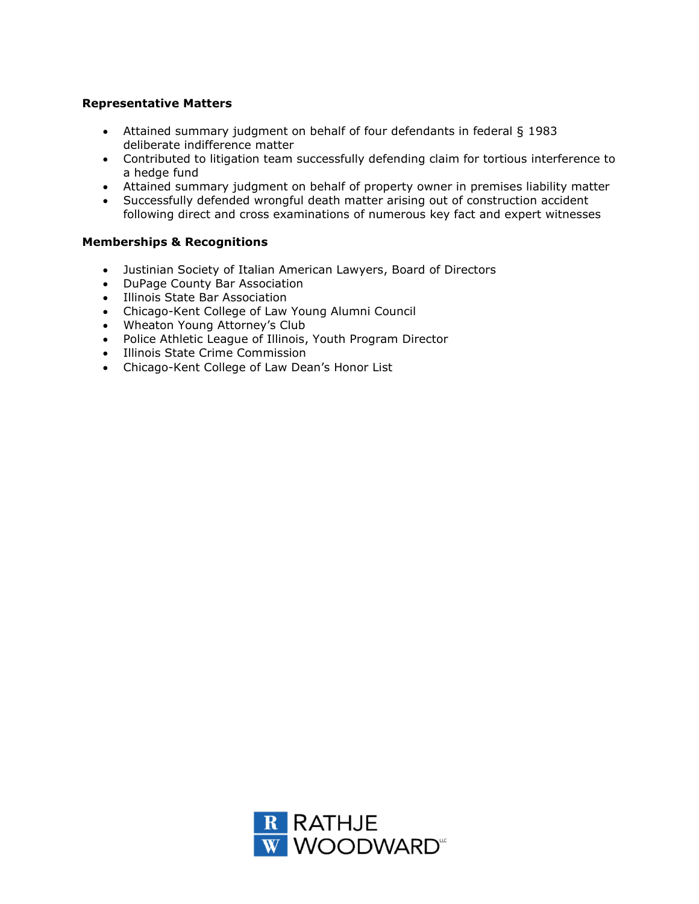**Representative Matters**

- Attained summary judgment on behalf of four defendants in federal § 1983 deliberate indifference matter
- Contributed to litigation team successfully defending claim for tortious interference to a hedge fund
- Attained summary judgment on behalf of property owner in premises liability matter
- Successfully defended wrongful death matter arising out of construction accident following direct and cross examinations of numerous key fact and expert witnesses

**Memberships & Recognitions**

- Justinian Society of Italian American Lawyers, Board of Directors
- DuPage County Bar Association
- Illinois State Bar Association
- Chicago-Kent College of Law Young Alumni Council
- Wheaton Young Attorney's Club
- Police Athletic League of Illinois, Youth Program Director
- Illinois State Crime Commission
- Chicago-Kent College of Law Dean's Honor List

RATHJE WOODWARD LLC